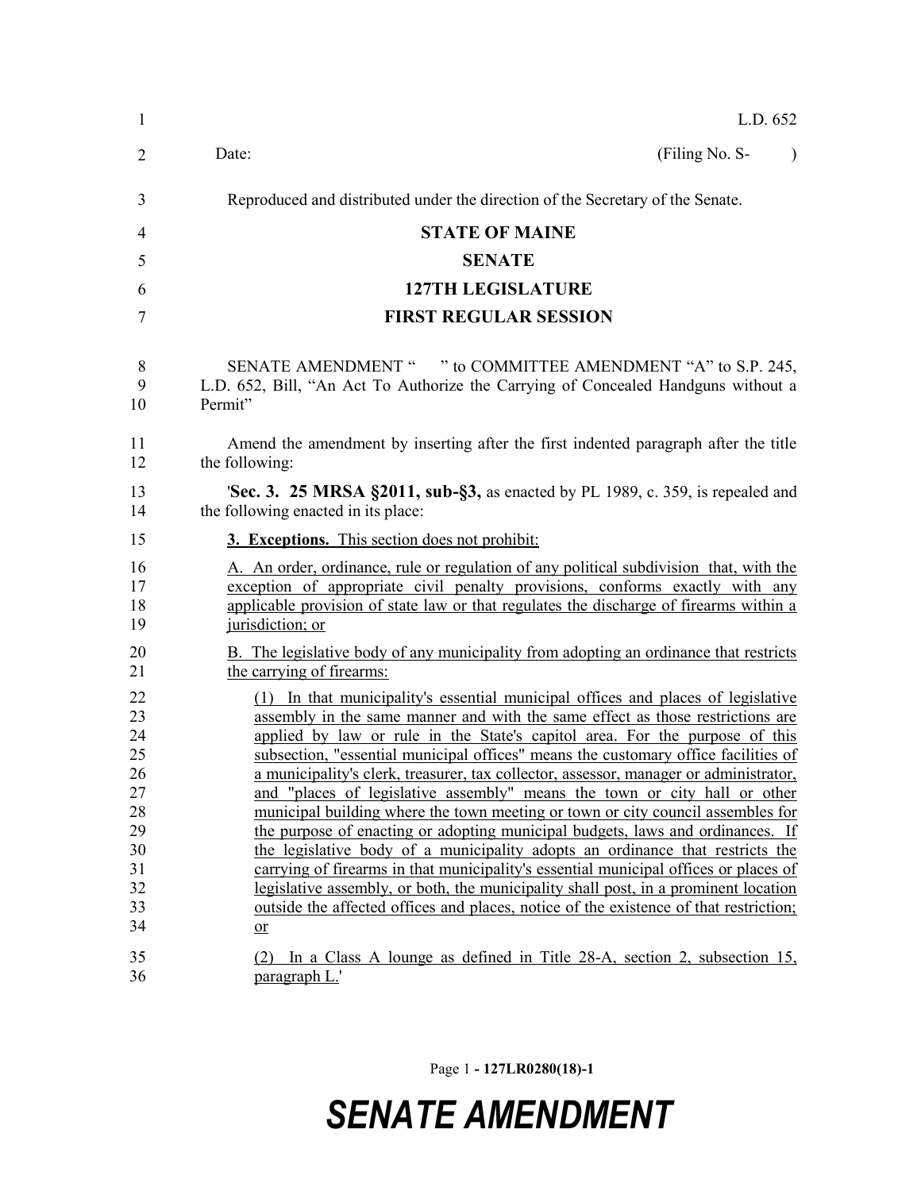L.D. 652

Date: (Filing No. S- )

Reproduced and distributed under the direction of the Secretary of the Senate.

# STATE OF MAINE

## SENATE

## 127TH LEGISLATURE

## FIRST REGULAR SESSION

SENATE AMENDMENT " " to COMMITTEE AMENDMENT "A" to S.P. 245, L.D. 652, Bill, "An Act To Authorize the Carrying of Concealed Handguns without a Permit"

Amend the amendment by inserting after the first indented paragraph after the title the following:

'**Sec. 3. 25 MRSA §2011, sub-§3,** as enacted by PL 1989, c. 359, is repealed and the following enacted in its place:

**3. Exceptions.** This section does not prohibit:

A. An order, ordinance, rule or regulation of any political subdivision that, with the exception of appropriate civil penalty provisions, conforms exactly with any applicable provision of state law or that regulates the discharge of firearms within a jurisdiction; or

B. The legislative body of any municipality from adopting an ordinance that restricts the carrying of firearms:

(1) In that municipality's essential municipal offices and places of legislative assembly in the same manner and with the same effect as those restrictions are applied by law or rule in the State's capitol area. For the purpose of this subsection, "essential municipal offices" means the customary office facilities of a municipality's clerk, treasurer, tax collector, assessor, manager or administrator, and "places of legislative assembly" means the town or city hall or other municipal building where the town meeting or town or city council assembles for the purpose of enacting or adopting municipal budgets, laws and ordinances. If the legislative body of a municipality adopts an ordinance that restricts the carrying of firearms in that municipality's essential municipal offices or places of legislative assembly, or both, the municipality shall post, in a prominent location outside the affected offices and places, notice of the existence of that restriction; or

(2) In a Class A lounge as defined in Title 28-A, section 2, subsection 15, paragraph L.'

Page 1 - 127LR0280(18)-1

**SENATE AMENDMENT**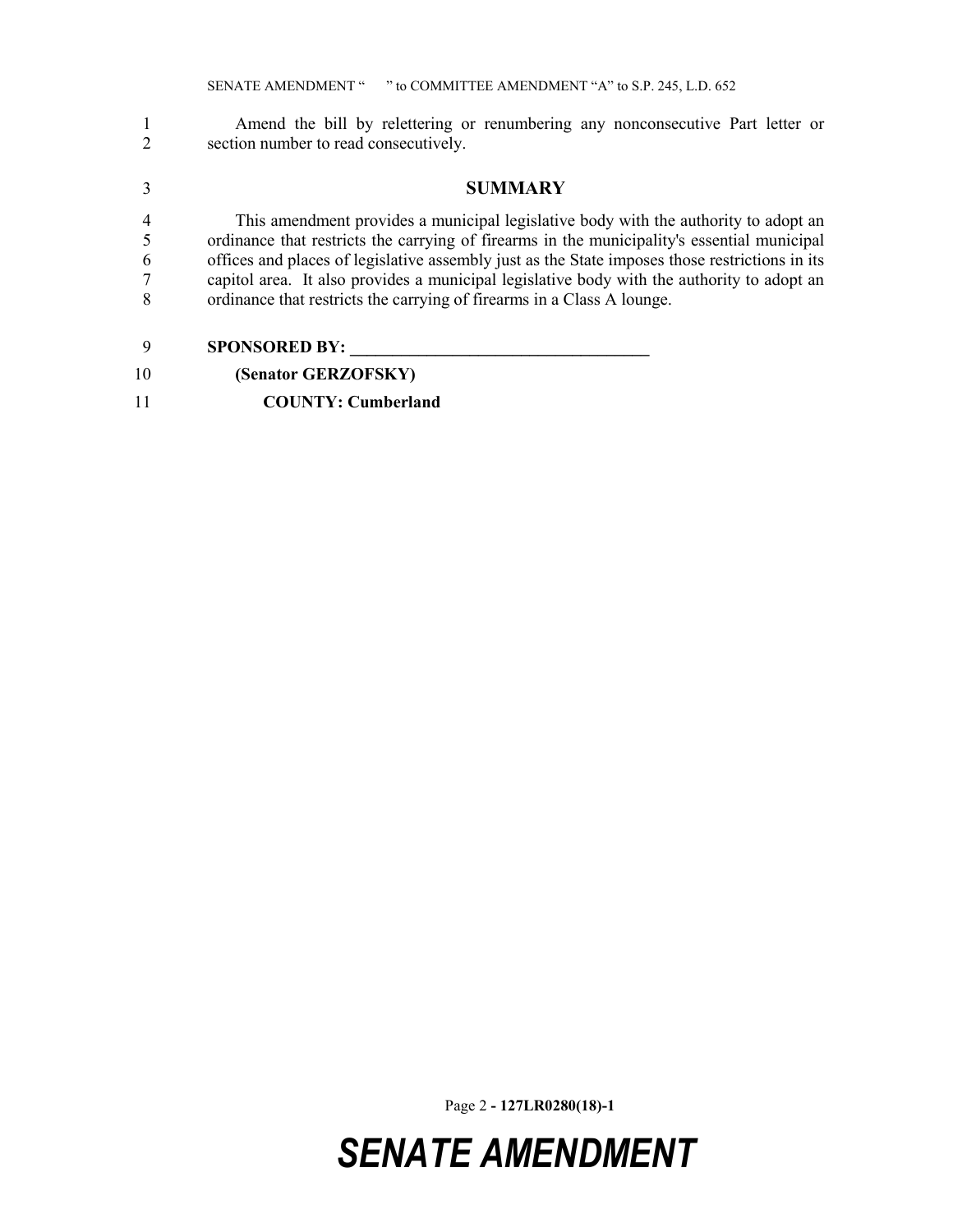Amend the bill by relettering or renumbering any nonconsecutive Part letter or section number to read consecutively.

## SUMMARY

This amendment provides a municipal legislative body with the authority to adopt an ordinance that restricts the carrying of firearms in the municipality's essential municipal offices and places of legislative assembly just as the State imposes those restrictions in its capitol area. It also provides a municipal legislative body with the authority to adopt an ordinance that restricts the carrying of firearms in a Class A lounge.

**SPONSORED BY: ___________________________________**

**(Senator GERZOFSKY)**

**COUNTY: Cumberland**

# *SENATE AMENDMENT*